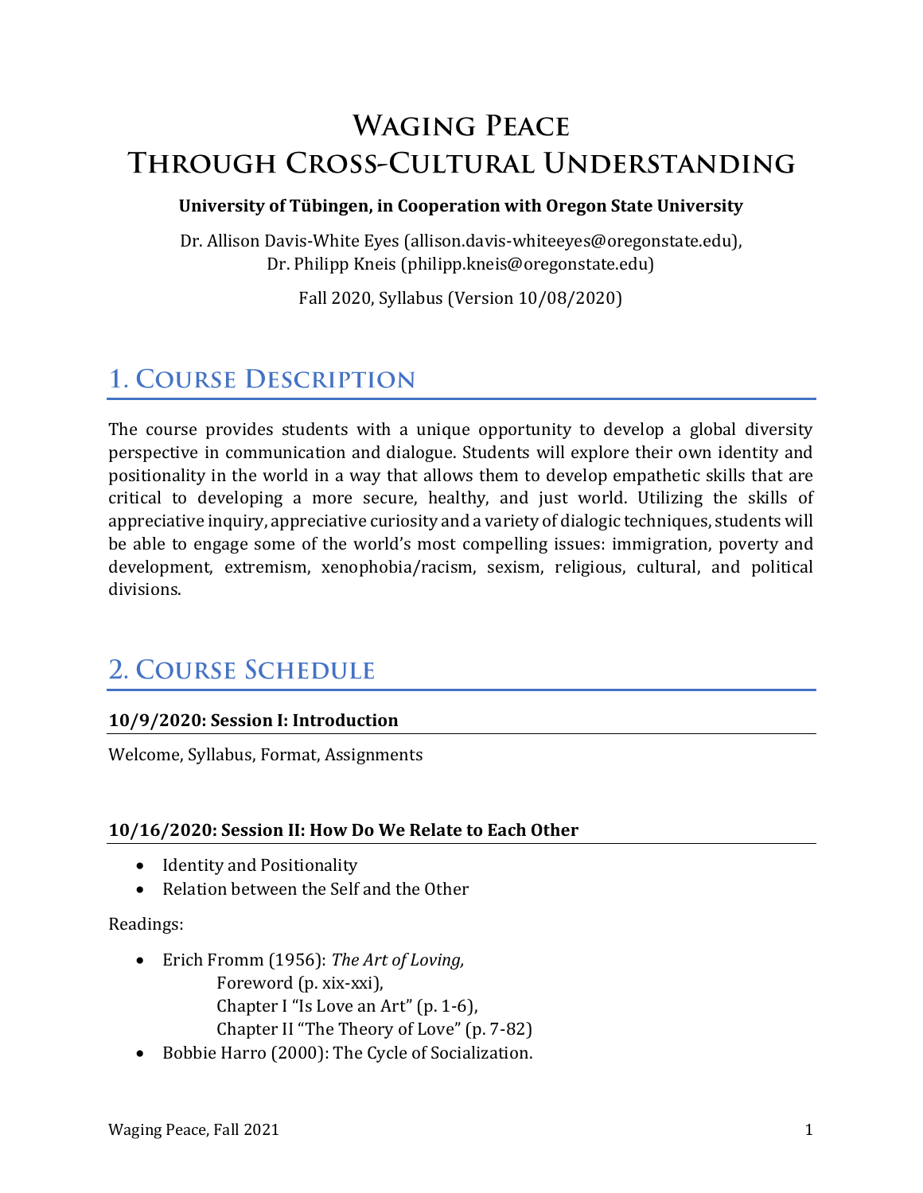# Waging Peace
# Through Cross-Cultural Understanding

**University of Tübingen, in Cooperation with Oregon State University**

Dr. Allison Davis-White Eyes (allison.davis-whiteeyes@oregonstate.edu),
Dr. Philipp Kneis (philipp.kneis@oregonstate.edu)

Fall 2020, Syllabus (Version 10/08/2020)

## 1. Course Description

The course provides students with a unique opportunity to develop a global diversity perspective in communication and dialogue. Students will explore their own identity and positionality in the world in a way that allows them to develop empathetic skills that are critical to developing a more secure, healthy, and just world. Utilizing the skills of appreciative inquiry, appreciative curiosity and a variety of dialogic techniques, students will be able to engage some of the world's most compelling issues: immigration, poverty and development, extremism, xenophobia/racism, sexism, religious, cultural, and political divisions.

## 2. Course Schedule

### 10/9/2020: Session I: Introduction

Welcome, Syllabus, Format, Assignments

### 10/16/2020: Session II: How Do We Relate to Each Other

- Identity and Positionality
- Relation between the Self and the Other

Readings:

- Erich Fromm (1956): *The Art of Loving,*
  Foreword (p. xix-xxi),
  Chapter I "Is Love an Art" (p. 1-6),
  Chapter II "The Theory of Love" (p. 7-82)
- Bobbie Harro (2000): The Cycle of Socialization.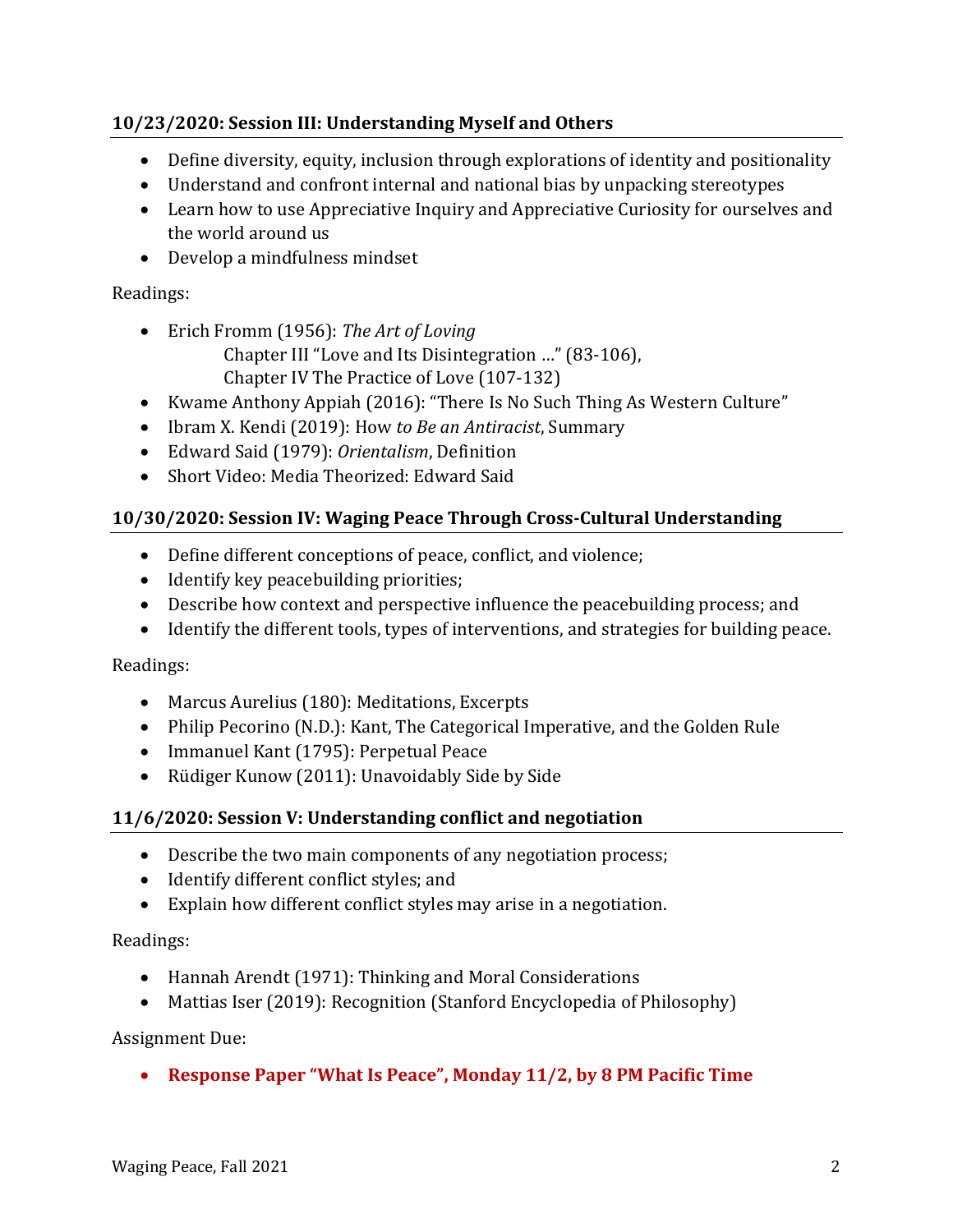### 10/23/2020: Session III: Understanding Myself and Others

- Define diversity, equity, inclusion through explorations of identity and positionality
- Understand and confront internal and national bias by unpacking stereotypes
- Learn how to use Appreciative Inquiry and Appreciative Curiosity for ourselves and the world around us
- Develop a mindfulness mindset

Readings:

- Erich Fromm (1956): *The Art of Loving*
  - Chapter III "Love and Its Disintegration …" (83-106),
  - Chapter IV The Practice of Love (107-132)
- Kwame Anthony Appiah (2016): "There Is No Such Thing As Western Culture"
- Ibram X. Kendi (2019): How *to Be an Antiracist*, Summary
- Edward Said (1979): *Orientalism*, Definition
- Short Video: Media Theorized: Edward Said

### 10/30/2020: Session IV: Waging Peace Through Cross-Cultural Understanding

- Define different conceptions of peace, conflict, and violence;
- Identify key peacebuilding priorities;
- Describe how context and perspective influence the peacebuilding process; and
- Identify the different tools, types of interventions, and strategies for building peace.

Readings:

- Marcus Aurelius (180): Meditations, Excerpts
- Philip Pecorino (N.D.): Kant, The Categorical Imperative, and the Golden Rule
- Immanuel Kant (1795): Perpetual Peace
- Rüdiger Kunow (2011): Unavoidably Side by Side

### 11/6/2020: Session V: Understanding conflict and negotiation

- Describe the two main components of any negotiation process;
- Identify different conflict styles; and
- Explain how different conflict styles may arise in a negotiation.

Readings:

- Hannah Arendt (1971): Thinking and Moral Considerations
- Mattias Iser (2019): Recognition (Stanford Encyclopedia of Philosophy)

Assignment Due:

- **Response Paper "What Is Peace", Monday 11/2, by 8 PM Pacific Time**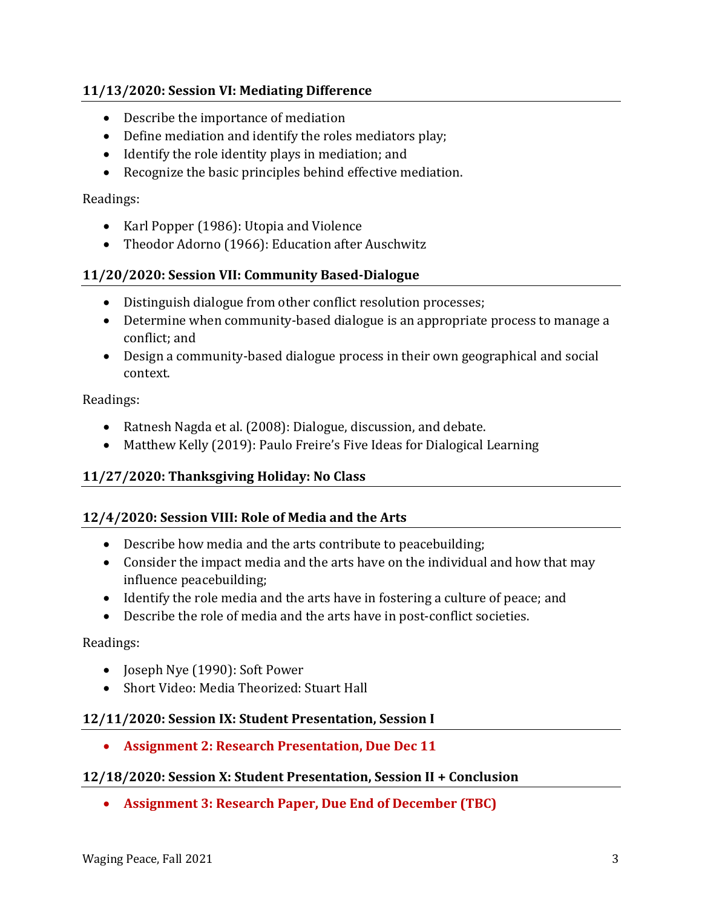### 11/13/2020: Session VI: Mediating Difference

- Describe the importance of mediation
- Define mediation and identify the roles mediators play;
- Identify the role identity plays in mediation; and
- Recognize the basic principles behind effective mediation.

Readings:

- Karl Popper (1986): Utopia and Violence
- Theodor Adorno (1966): Education after Auschwitz

### 11/20/2020: Session VII: Community Based-Dialogue

- Distinguish dialogue from other conflict resolution processes;
- Determine when community-based dialogue is an appropriate process to manage a conflict; and
- Design a community-based dialogue process in their own geographical and social context.

Readings:

- Ratnesh Nagda et al. (2008): Dialogue, discussion, and debate.
- Matthew Kelly (2019): Paulo Freire's Five Ideas for Dialogical Learning

### 11/27/2020: Thanksgiving Holiday: No Class

### 12/4/2020: Session VIII: Role of Media and the Arts

- Describe how media and the arts contribute to peacebuilding;
- Consider the impact media and the arts have on the individual and how that may influence peacebuilding;
- Identify the role media and the arts have in fostering a culture of peace; and
- Describe the role of media and the arts have in post-conflict societies.

Readings:

- Joseph Nye (1990): Soft Power
- Short Video: Media Theorized: Stuart Hall

### 12/11/2020: Session IX: Student Presentation, Session I

- **Assignment 2: Research Presentation, Due Dec 11**

### 12/18/2020: Session X: Student Presentation, Session II + Conclusion

- **Assignment 3: Research Paper, Due End of December (TBC)**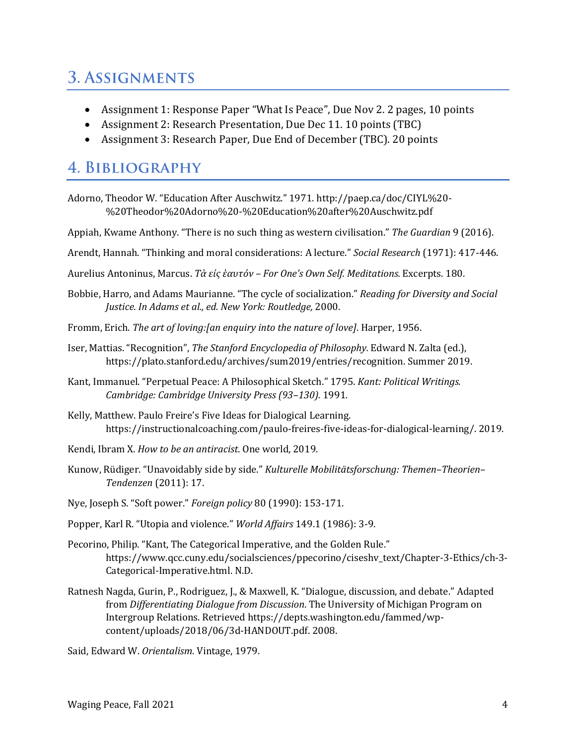## 3. Assignments

- Assignment 1: Response Paper "What Is Peace", Due Nov 2. 2 pages, 10 points
- Assignment 2: Research Presentation, Due Dec 11. 10 points (TBC)
- Assignment 3: Research Paper, Due End of December (TBC). 20 points

## 4. Bibliography

Adorno, Theodor W. "Education After Auschwitz." 1971. http://paep.ca/doc/CIYL%20-%20Theodor%20Adorno%20-%20Education%20after%20Auschwitz.pdf

Appiah, Kwame Anthony. "There is no such thing as western civilisation." *The Guardian* 9 (2016).

Arendt, Hannah. "Thinking and moral considerations: A lecture." *Social Research* (1971): 417-446.

Aurelius Antoninus, Marcus. *Τὰ εἰς ἑαυτόν – For One's Own Self. Meditations.* Excerpts. 180.

Bobbie, Harro, and Adams Maurianne. "The cycle of socialization." *Reading for Diversity and Social Justice. In Adams et al., ed. New York: Routledge,* 2000.

Fromm, Erich. *The art of loving:[an enquiry into the nature of love]*. Harper, 1956.

Iser, Mattias. "Recognition", *The Stanford Encyclopedia of Philosophy.* Edward N. Zalta (ed.), https://plato.stanford.edu/archives/sum2019/entries/recognition. Summer 2019.

Kant, Immanuel. "Perpetual Peace: A Philosophical Sketch." 1795. *Kant: Political Writings. Cambridge: Cambridge University Press (93–130).* 1991.

Kelly, Matthew. Paulo Freire's Five Ideas for Dialogical Learning. https://instructionalcoaching.com/paulo-freires-five-ideas-for-dialogical-learning/. 2019.

Kendi, Ibram X. *How to be an antiracist*. One world, 2019.

Kunow, Rüdiger. "Unavoidably side by side." *Kulturelle Mobilitätsforschung: Themen–Theorien–Tendenzen* (2011): 17.

Nye, Joseph S. "Soft power." *Foreign policy* 80 (1990): 153-171.

Popper, Karl R. "Utopia and violence." *World Affairs* 149.1 (1986): 3-9.

Pecorino, Philip. "Kant, The Categorical Imperative, and the Golden Rule." https://www.qcc.cuny.edu/socialsciences/ppecorino/ciseshv_text/Chapter-3-Ethics/ch-3-Categorical-Imperative.html. N.D.

Ratnesh Nagda, Gurin, P., Rodriguez, J., & Maxwell, K. "Dialogue, discussion, and debate." Adapted from *Differentiating Dialogue from Discussion*. The University of Michigan Program on Intergroup Relations. Retrieved https://depts.washington.edu/fammed/wp-content/uploads/2018/06/3d-HANDOUT.pdf. 2008.

Said, Edward W. *Orientalism*. Vintage, 1979.